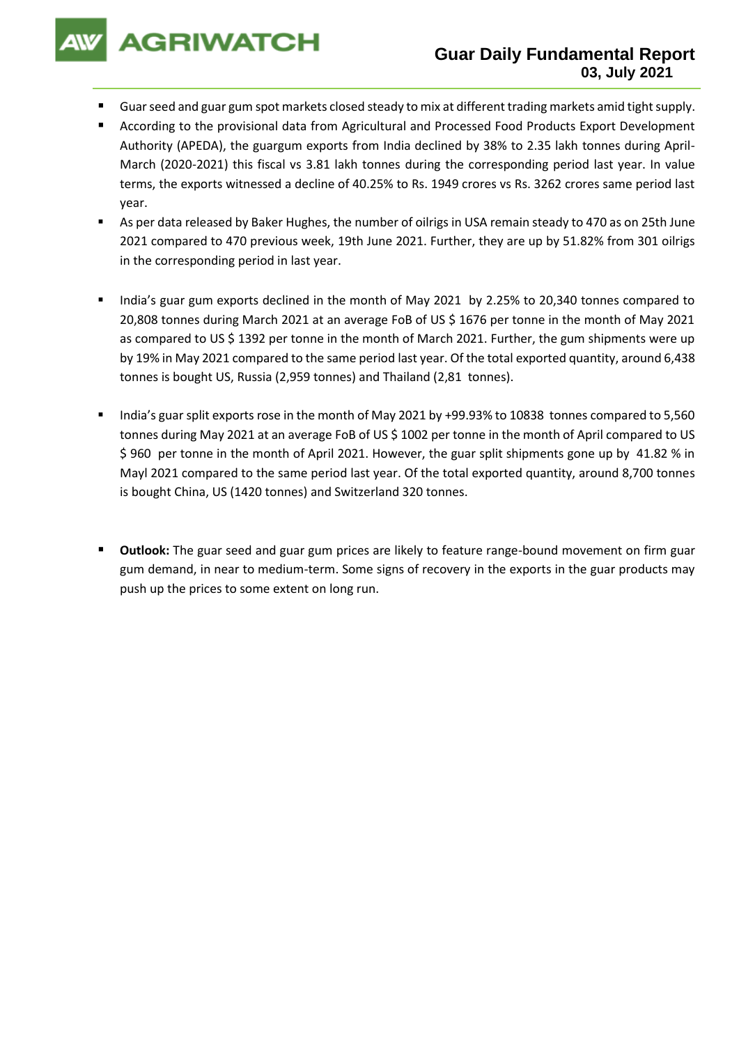# Guar Daily Fundamental Report

**03, July 2021**

- Guar seed and guar gum spot markets closed steady to mix at different trading markets amid tight supply.
- According to the provisional data from Agricultural and Processed Food Products Export Development Authority (APEDA), the guargum exports from India declined by 38% to 2.35 lakh tonnes during April-March (2020-2021) this fiscal vs 3.81 lakh tonnes during the corresponding period last year. In value terms, the exports witnessed a decline of 40.25% to Rs. 1949 crores vs Rs. 3262 crores same period last year.
- As per data released by Baker Hughes, the number of oilrigs in USA remain steady to 470 as on 25th June 2021 compared to 470 previous week, 19th June 2021. Further, they are up by 51.82% from 301 oilrigs in the corresponding period in last year.
- India's guar gum exports declined in the month of May 2021 by 2.25% to 20,340 tonnes compared to 20,808 tonnes during March 2021 at an average FoB of US $ 1676 per tonne in the month of May 2021 as compared to US $ 1392 per tonne in the month of March 2021. Further, the gum shipments were up by 19% in May 2021 compared to the same period last year. Of the total exported quantity, around 6,438 tonnes is bought US, Russia (2,959 tonnes) and Thailand (2,81 tonnes).
- India's guar split exports rose in the month of May 2021 by +99.93% to 10838 tonnes compared to 5,560 tonnes during May 2021 at an average FoB of US $ 1002 per tonne in the month of April compared to US $ 960 per tonne in the month of April 2021. However, the guar split shipments gone up by 41.82 % in Mayl 2021 compared to the same period last year. Of the total exported quantity, around 8,700 tonnes is bought China, US (1420 tonnes) and Switzerland 320 tonnes.
- **Outlook:** The guar seed and guar gum prices are likely to feature range-bound movement on firm guar gum demand, in near to medium-term. Some signs of recovery in the exports in the guar products may push up the prices to some extent on long run.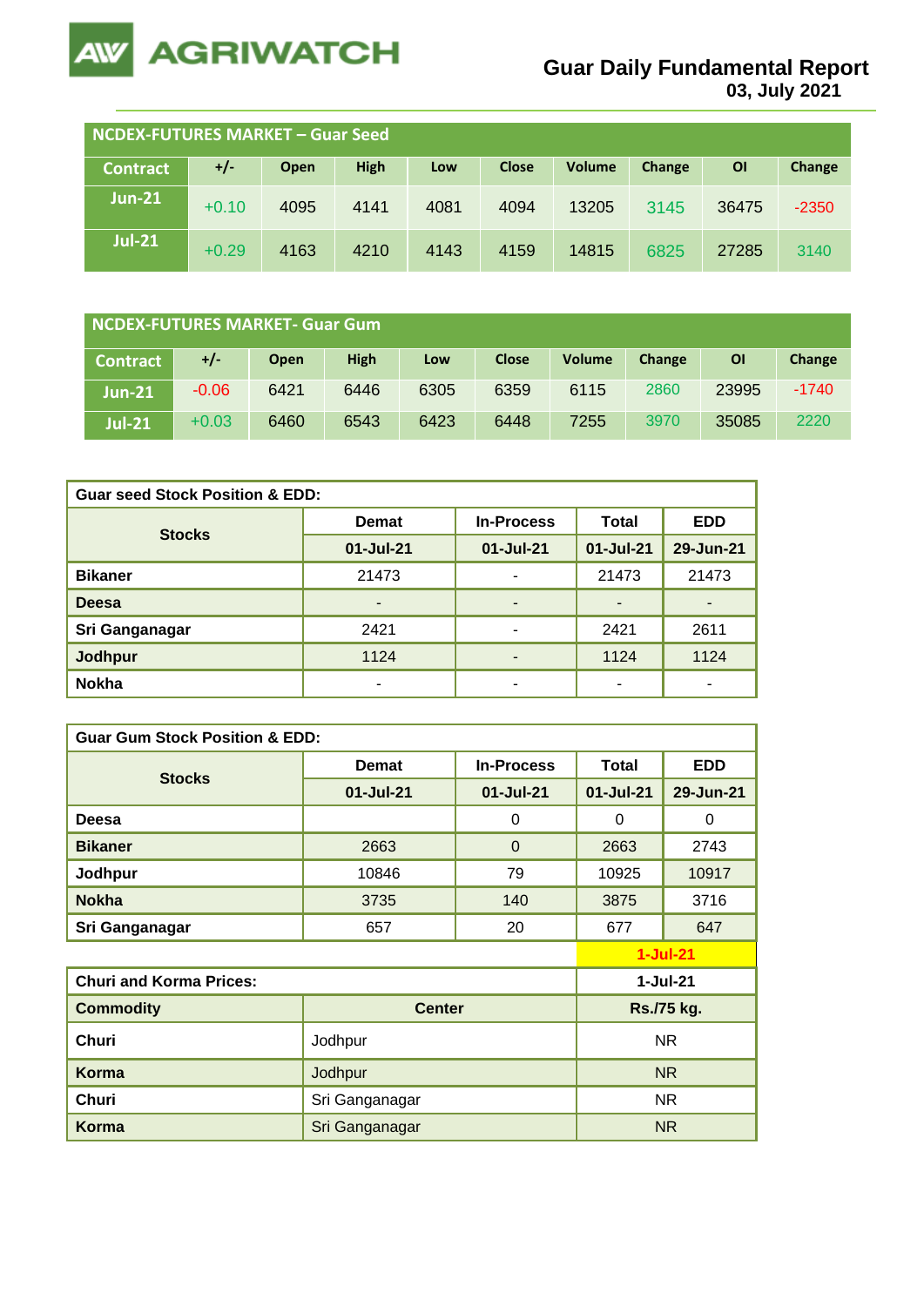# AGRIWATCH

## Guar Daily Fundamental Report
**03, July 2021**

| NCDEX-FUTURES MARKET – Guar Seed | | | | | | | | | |
|---|---|---|---|---|---|---|---|---|---|
| Contract | +/- | Open | High | Low | Close | Volume | Change | OI | Change |
| Jun-21 | +0.10 | 4095 | 4141 | 4081 | 4094 | 13205 | 3145 | 36475 | -2350 |
| Jul-21 | +0.29 | 4163 | 4210 | 4143 | 4159 | 14815 | 6825 | 27285 | 3140 |

| NCDEX-FUTURES MARKET- Guar Gum | | | | | | | | | |
|---|---|---|---|---|---|---|---|---|---|
| Contract | +/- | Open | High | Low | Close | Volume | Change | OI | Change |
| Jun-21 | -0.06 | 6421 | 6446 | 6305 | 6359 | 6115 | 2860 | 23995 | -1740 |
| Jul-21 | +0.03 | 6460 | 6543 | 6423 | 6448 | 7255 | 3970 | 35085 | 2220 |

| Guar seed Stock Position & EDD: | | | | |
|---|---|---|---|---|
| Stocks | Demat | In-Process | Total | EDD |
| | 01-Jul-21 | 01-Jul-21 | 01-Jul-21 | 29-Jun-21 |
| Bikaner | 21473 | - | 21473 | 21473 |
| Deesa | - | - | - | - |
| Sri Ganganagar | 2421 | - | 2421 | 2611 |
| Jodhpur | 1124 | - | 1124 | 1124 |
| Nokha | - | - | - | - |

| Guar Gum Stock Position & EDD: | | | | |
|---|---|---|---|---|
| Stocks | Demat | In-Process | Total | EDD |
| | 01-Jul-21 | 01-Jul-21 | 01-Jul-21 | 29-Jun-21 |
| Deesa | | 0 | 0 | 0 |
| Bikaner | 2663 | 0 | 2663 | 2743 |
| Jodhpur | 10846 | 79 | 10925 | 10917 |
| Nokha | 3735 | 140 | 3875 | 3716 |
| Sri Ganganagar | 657 | 20 | 677 | 647 |

| Churi and Korma Prices: | | 1-Jul-21 |
|---|---|---|
| Commodity | Center | Rs./75 kg. |
| Churi | Jodhpur | NR |
| Korma | Jodhpur | NR |
| Churi | Sri Ganganagar | NR |
| Korma | Sri Ganganagar | NR |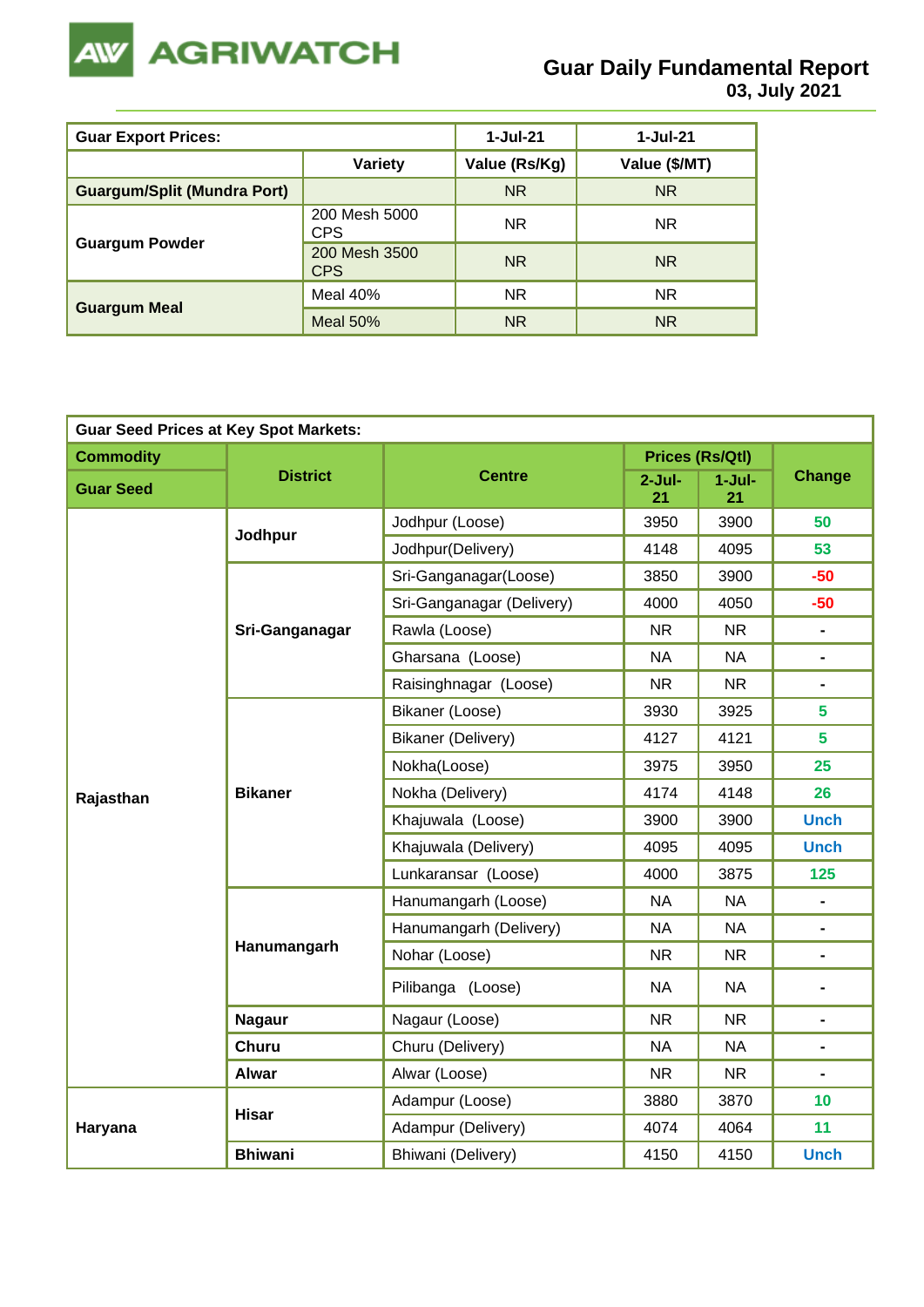# Guar Daily Fundamental Report
**03, July 2021**

| Guar Export Prices: | | 1-Jul-21 | 1-Jul-21 |
|---|---|---|---|
| | Variety | Value (Rs/Kg) | Value ($/MT) |
| Guargum/Split (Mundra Port) | | NR | NR |
| Guargum Powder | 200 Mesh 5000 CPS | NR | NR |
| | 200 Mesh 3500 CPS | NR | NR |
| Guargum Meal | Meal 40% | NR | NR |
| | Meal 50% | NR | NR |

| Guar Seed Prices at Key Spot Markets: | | | | | |
|---|---|---|---|---|---|
| Commodity | District | Centre | Prices (Rs/Qtl) | | Change |
| Guar Seed | | | 2-Jul-21 | 1-Jul-21 | |
| Rajasthan | Jodhpur | Jodhpur (Loose) | 3950 | 3900 | 50 |
| | | Jodhpur(Delivery) | 4148 | 4095 | 53 |
| | Sri-Ganganagar | Sri-Ganganagar(Loose) | 3850 | 3900 | -50 |
| | | Sri-Ganganagar (Delivery) | 4000 | 4050 | -50 |
| | | Rawla (Loose) | NR | NR | - |
| | | Gharsana (Loose) | NA | NA | - |
| | | Raisinghnagar (Loose) | NR | NR | - |
| | Bikaner | Bikaner (Loose) | 3930 | 3925 | 5 |
| | | Bikaner (Delivery) | 4127 | 4121 | 5 |
| | | Nokha(Loose) | 3975 | 3950 | 25 |
| | | Nokha (Delivery) | 4174 | 4148 | 26 |
| | | Khajuwala (Loose) | 3900 | 3900 | Unch |
| | | Khajuwala (Delivery) | 4095 | 4095 | Unch |
| | | Lunkaransar (Loose) | 4000 | 3875 | 125 |
| | Hanumangarh | Hanumangarh (Loose) | NA | NA | - |
| | | Hanumangarh (Delivery) | NA | NA | - |
| | | Nohar (Loose) | NR | NR | - |
| | | Pilibanga (Loose) | NA | NA | - |
| | Nagaur | Nagaur (Loose) | NR | NR | - |
| | Churu | Churu (Delivery) | NA | NA | - |
| | Alwar | Alwar (Loose) | NR | NR | - |
| Haryana | Hisar | Adampur (Loose) | 3880 | 3870 | 10 |
| | | Adampur (Delivery) | 4074 | 4064 | 11 |
| | Bhiwani | Bhiwani (Delivery) | 4150 | 4150 | Unch |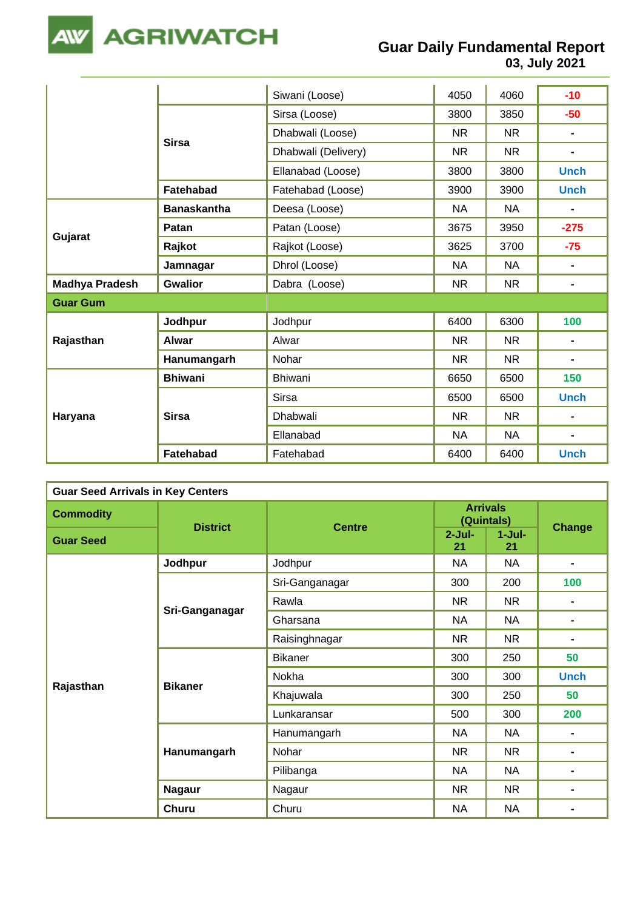| | | | | | |
|---|---|---|---|---|---|
| | | Siwani (Loose) | 4050 | 4060 | -10 |
| | **Sirsa** | Sirsa (Loose) | 3800 | 3850 | -50 |
| | | Dhabwali (Loose) | NR | NR | - |
| | | Dhabwali (Delivery) | NR | NR | - |
| | | Ellanabad (Loose) | 3800 | 3800 | Unch |
| | **Fatehabad** | Fatehabad (Loose) | 3900 | 3900 | Unch |
| **Gujarat** | **Banaskantha** | Deesa (Loose) | NA | NA | - |
| | **Patan** | Patan (Loose) | 3675 | 3950 | -275 |
| | **Rajkot** | Rajkot (Loose) | 3625 | 3700 | -75 |
| | **Jamnagar** | Dhrol (Loose) | NA | NA | - |
| **Madhya Pradesh** | **Gwalior** | Dabra (Loose) | NR | NR | - |
| **Guar Gum** | | | | | |
| **Rajasthan** | **Jodhpur** | Jodhpur | 6400 | 6300 | 100 |
| | **Alwar** | Alwar | NR | NR | - |
| | **Hanumangarh** | Nohar | NR | NR | - |
| **Haryana** | **Bhiwani** | Bhiwani | 6650 | 6500 | 150 |
| | **Sirsa** | Sirsa | 6500 | 6500 | Unch |
| | | Dhabwali | NR | NR | - |
| | | Ellanabad | NA | NA | - |
| | **Fatehabad** | Fatehabad | 6400 | 6400 | Unch |

**Guar Seed Arrivals in Key Centers**

| Commodity | District | Centre | Arrivals (Quintals) | | Change |
|---|---|---|---|---|---|
| **Guar Seed** | | | 2-Jul-21 | 1-Jul-21 | |
| **Rajasthan** | **Jodhpur** | Jodhpur | NA | NA | - |
| | **Sri-Ganganagar** | Sri-Ganganagar | 300 | 200 | 100 |
| | | Rawla | NR | NR | - |
| | | Gharsana | NA | NA | - |
| | | Raisinghnagar | NR | NR | - |
| | **Bikaner** | Bikaner | 300 | 250 | 50 |
| | | Nokha | 300 | 300 | Unch |
| | | Khajuwala | 300 | 250 | 50 |
| | | Lunkaransar | 500 | 300 | 200 |
| | **Hanumangarh** | Hanumangarh | NA | NA | - |
| | | Nohar | NR | NR | - |
| | | Pilibanga | NA | NA | - |
| | **Nagaur** | Nagaur | NR | NR | - |
| | **Churu** | Churu | NA | NA | - |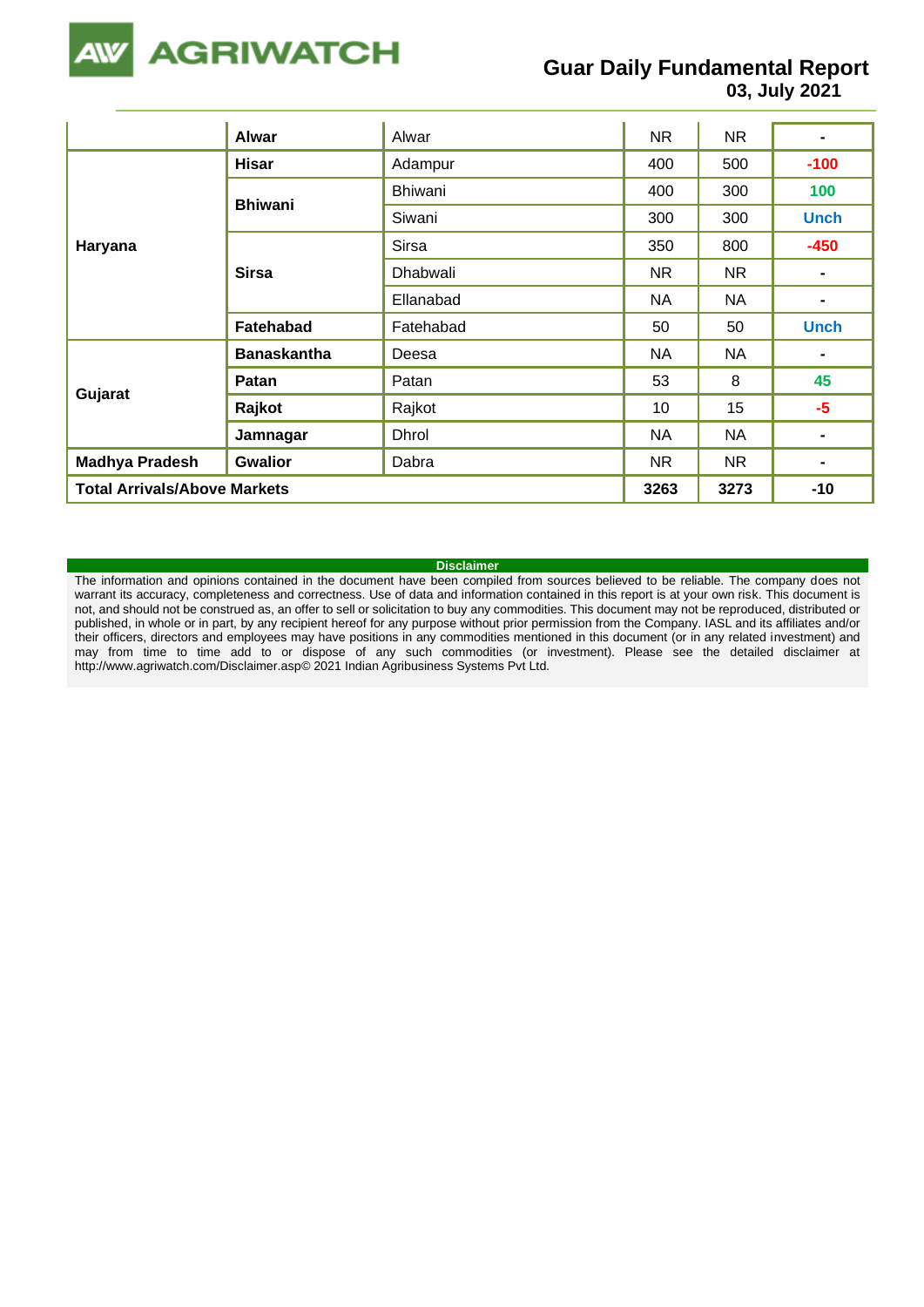| | | | | | |
|---|---|---|---|---|---|
| | **Alwar** | Alwar | NR | NR | - |
| **Haryana** | **Hisar** | Adampur | 400 | 500 | -100 |
| | **Bhiwani** | Bhiwani | 400 | 300 | 100 |
| | | Siwani | 300 | 300 | Unch |
| | **Sirsa** | Sirsa | 350 | 800 | -450 |
| | | Dhabwali | NR | NR | - |
| | | Ellanabad | NA | NA | - |
| | **Fatehabad** | Fatehabad | 50 | 50 | Unch |
| **Gujarat** | **Banaskantha** | Deesa | NA | NA | - |
| | **Patan** | Patan | 53 | 8 | 45 |
| | **Rajkot** | Rajkot | 10 | 15 | -5 |
| | **Jamnagar** | Dhrol | NA | NA | - |
| **Madhya Pradesh** | **Gwalior** | Dabra | NR | NR | - |
| **Total Arrivals/Above Markets** | | | **3263** | **3273** | **-10** |

**Disclaimer**

The information and opinions contained in the document have been compiled from sources believed to be reliable. The company does not warrant its accuracy, completeness and correctness. Use of data and information contained in this report is at your own risk. This document is not, and should not be construed as, an offer to sell or solicitation to buy any commodities. This document may not be reproduced, distributed or published, in whole or in part, by any recipient hereof for any purpose without prior permission from the Company. IASL and its affiliates and/or their officers, directors and employees may have positions in any commodities mentioned in this document (or in any related investment) and may from time to time add to or dispose of any such commodities (or investment). Please see the detailed disclaimer at http://www.agriwatch.com/Disclaimer.asp© 2021 Indian Agribusiness Systems Pvt Ltd.